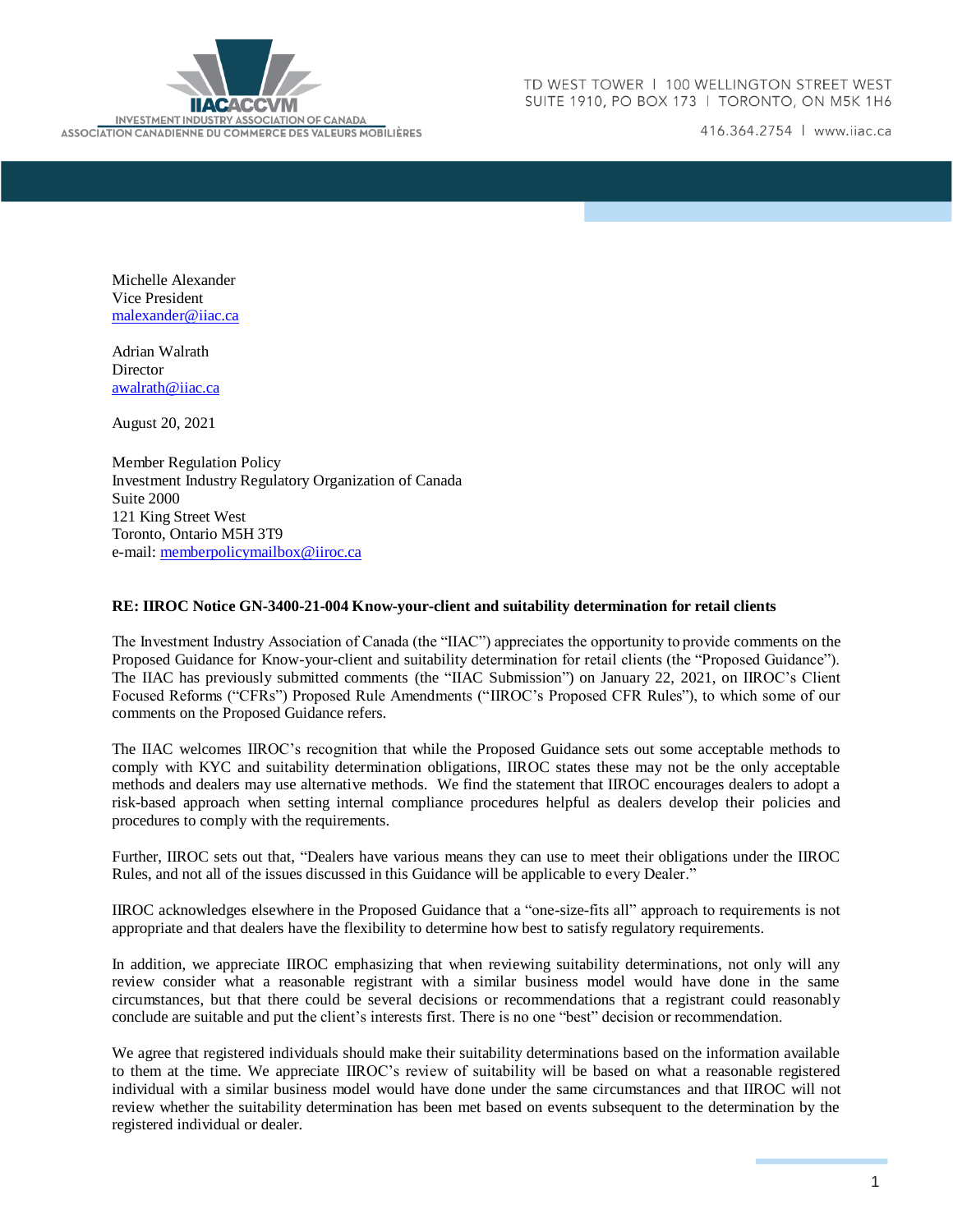IIACACCVM
INVESTMENT INDUSTRY ASSOCIATION OF CANADA
ASSOCIATION CANADIENNE DU COMMERCE DES VALEURS MOBILIÈRES

TD WEST TOWER | 100 WELLINGTON STREET WEST
SUITE 1910, PO BOX 173 | TORONTO, ON M5K 1H6

416.364.2754 | www.iiac.ca

Michelle Alexander
Vice President
malexander@iiac.ca

Adrian Walrath
Director
awalrath@iiac.ca

August 20, 2021

Member Regulation Policy
Investment Industry Regulatory Organization of Canada
Suite 2000
121 King Street West
Toronto, Ontario M5H 3T9
e-mail: memberpolicymailbox@iiroc.ca

**RE: IIROC Notice GN-3400-21-004 Know-your-client and suitability determination for retail clients**

The Investment Industry Association of Canada (the "IIAC") appreciates the opportunity to provide comments on the Proposed Guidance for Know-your-client and suitability determination for retail clients (the "Proposed Guidance"). The IIAC has previously submitted comments (the "IIAC Submission") on January 22, 2021, on IIROC's Client Focused Reforms ("CFRs") Proposed Rule Amendments ("IIROC's Proposed CFR Rules"), to which some of our comments on the Proposed Guidance refers.

The IIAC welcomes IIROC's recognition that while the Proposed Guidance sets out some acceptable methods to comply with KYC and suitability determination obligations, IIROC states these may not be the only acceptable methods and dealers may use alternative methods. We find the statement that IIROC encourages dealers to adopt a risk-based approach when setting internal compliance procedures helpful as dealers develop their policies and procedures to comply with the requirements.

Further, IIROC sets out that, "Dealers have various means they can use to meet their obligations under the IIROC Rules, and not all of the issues discussed in this Guidance will be applicable to every Dealer."

IIROC acknowledges elsewhere in the Proposed Guidance that a "one-size-fits all" approach to requirements is not appropriate and that dealers have the flexibility to determine how best to satisfy regulatory requirements.

In addition, we appreciate IIROC emphasizing that when reviewing suitability determinations, not only will any review consider what a reasonable registrant with a similar business model would have done in the same circumstances, but that there could be several decisions or recommendations that a registrant could reasonably conclude are suitable and put the client's interests first. There is no one "best" decision or recommendation.

We agree that registered individuals should make their suitability determinations based on the information available to them at the time. We appreciate IIROC's review of suitability will be based on what a reasonable registered individual with a similar business model would have done under the same circumstances and that IIROC will not review whether the suitability determination has been met based on events subsequent to the determination by the registered individual or dealer.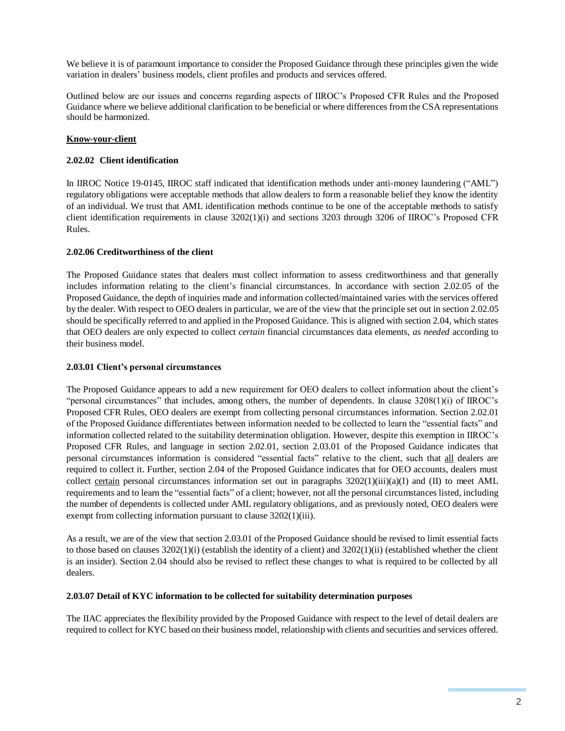We believe it is of paramount importance to consider the Proposed Guidance through these principles given the wide variation in dealers' business models, client profiles and products and services offered.

Outlined below are our issues and concerns regarding aspects of IIROC's Proposed CFR Rules and the Proposed Guidance where we believe additional clarification to be beneficial or where differences from the CSA representations should be harmonized.

**Know-your-client**

**2.02.02 Client identification**

In IIROC Notice 19-0145, IIROC staff indicated that identification methods under anti-money laundering ("AML") regulatory obligations were acceptable methods that allow dealers to form a reasonable belief they know the identity of an individual. We trust that AML identification methods continue to be one of the acceptable methods to satisfy client identification requirements in clause 3202(1)(i) and sections 3203 through 3206 of IIROC's Proposed CFR Rules.

**2.02.06 Creditworthiness of the client**

The Proposed Guidance states that dealers must collect information to assess creditworthiness and that generally includes information relating to the client's financial circumstances. In accordance with section 2.02.05 of the Proposed Guidance, the depth of inquiries made and information collected/maintained varies with the services offered by the dealer. With respect to OEO dealers in particular, we are of the view that the principle set out in section 2.02.05 should be specifically referred to and applied in the Proposed Guidance. This is aligned with section 2.04, which states that OEO dealers are only expected to collect *certain* financial circumstances data elements, *as needed* according to their business model.

**2.03.01 Client's personal circumstances**

The Proposed Guidance appears to add a new requirement for OEO dealers to collect information about the client's "personal circumstances" that includes, among others, the number of dependents. In clause 3208(1)(i) of IIROC's Proposed CFR Rules, OEO dealers are exempt from collecting personal circumstances information. Section 2.02.01 of the Proposed Guidance differentiates between information needed to be collected to learn the "essential facts" and information collected related to the suitability determination obligation. However, despite this exemption in IIROC's Proposed CFR Rules, and language in section 2.02.01, section 2.03.01 of the Proposed Guidance indicates that personal circumstances information is considered "essential facts" relative to the client, such that <u>all</u> dealers are required to collect it. Further, section 2.04 of the Proposed Guidance indicates that for OEO accounts, dealers must collect <u>certain</u> personal circumstances information set out in paragraphs 3202(1)(iii)(a)(I) and (II) to meet AML requirements and to learn the "essential facts" of a client; however, not all the personal circumstances listed, including the number of dependents is collected under AML regulatory obligations, and as previously noted, OEO dealers were exempt from collecting information pursuant to clause 3202(1)(iii).

As a result, we are of the view that section 2.03.01 of the Proposed Guidance should be revised to limit essential facts to those based on clauses 3202(1)(i) (establish the identity of a client) and 3202(1)(ii) (established whether the client is an insider). Section 2.04 should also be revised to reflect these changes to what is required to be collected by all dealers.

**2.03.07 Detail of KYC information to be collected for suitability determination purposes**

The IIAC appreciates the flexibility provided by the Proposed Guidance with respect to the level of detail dealers are required to collect for KYC based on their business model, relationship with clients and securities and services offered.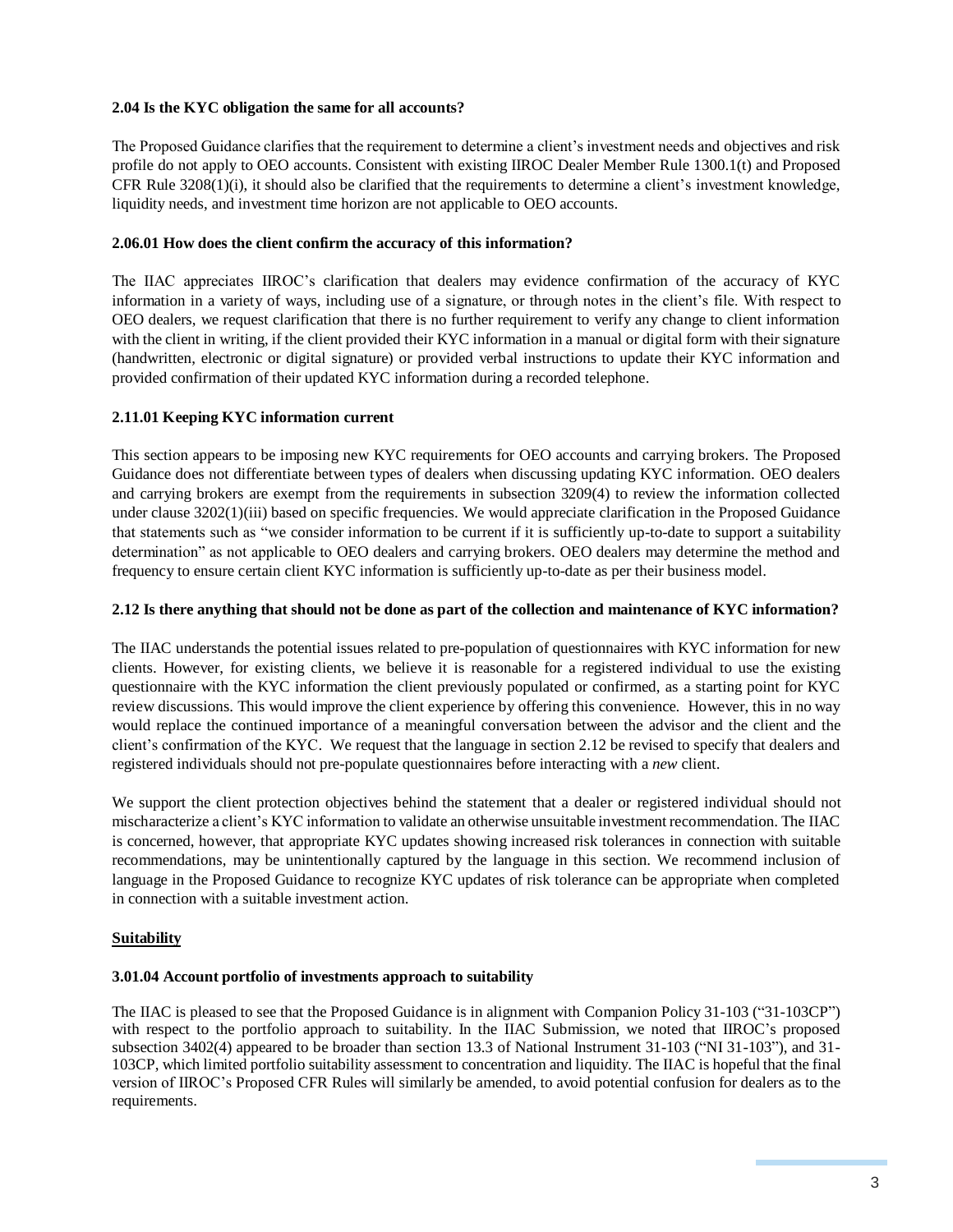**2.04 Is the KYC obligation the same for all accounts?**

The Proposed Guidance clarifies that the requirement to determine a client's investment needs and objectives and risk profile do not apply to OEO accounts. Consistent with existing IIROC Dealer Member Rule 1300.1(t) and Proposed CFR Rule 3208(1)(i), it should also be clarified that the requirements to determine a client's investment knowledge, liquidity needs, and investment time horizon are not applicable to OEO accounts.

**2.06.01 How does the client confirm the accuracy of this information?**

The IIAC appreciates IIROC's clarification that dealers may evidence confirmation of the accuracy of KYC information in a variety of ways, including use of a signature, or through notes in the client's file. With respect to OEO dealers, we request clarification that there is no further requirement to verify any change to client information with the client in writing, if the client provided their KYC information in a manual or digital form with their signature (handwritten, electronic or digital signature) or provided verbal instructions to update their KYC information and provided confirmation of their updated KYC information during a recorded telephone.

**2.11.01 Keeping KYC information current**

This section appears to be imposing new KYC requirements for OEO accounts and carrying brokers. The Proposed Guidance does not differentiate between types of dealers when discussing updating KYC information. OEO dealers and carrying brokers are exempt from the requirements in subsection 3209(4) to review the information collected under clause 3202(1)(iii) based on specific frequencies. We would appreciate clarification in the Proposed Guidance that statements such as "we consider information to be current if it is sufficiently up-to-date to support a suitability determination" as not applicable to OEO dealers and carrying brokers. OEO dealers may determine the method and frequency to ensure certain client KYC information is sufficiently up-to-date as per their business model.

**2.12 Is there anything that should not be done as part of the collection and maintenance of KYC information?**

The IIAC understands the potential issues related to pre-population of questionnaires with KYC information for new clients. However, for existing clients, we believe it is reasonable for a registered individual to use the existing questionnaire with the KYC information the client previously populated or confirmed, as a starting point for KYC review discussions. This would improve the client experience by offering this convenience. However, this in no way would replace the continued importance of a meaningful conversation between the advisor and the client and the client's confirmation of the KYC. We request that the language in section 2.12 be revised to specify that dealers and registered individuals should not pre-populate questionnaires before interacting with a *new* client.

We support the client protection objectives behind the statement that a dealer or registered individual should not mischaracterize a client's KYC information to validate an otherwise unsuitable investment recommendation. The IIAC is concerned, however, that appropriate KYC updates showing increased risk tolerances in connection with suitable recommendations, may be unintentionally captured by the language in this section. We recommend inclusion of language in the Proposed Guidance to recognize KYC updates of risk tolerance can be appropriate when completed in connection with a suitable investment action.

**Suitability**

**3.01.04 Account portfolio of investments approach to suitability**

The IIAC is pleased to see that the Proposed Guidance is in alignment with Companion Policy 31-103 ("31-103CP") with respect to the portfolio approach to suitability. In the IIAC Submission, we noted that IIROC's proposed subsection 3402(4) appeared to be broader than section 13.3 of National Instrument 31-103 ("NI 31-103"), and 31-103CP, which limited portfolio suitability assessment to concentration and liquidity. The IIAC is hopeful that the final version of IIROC's Proposed CFR Rules will similarly be amended, to avoid potential confusion for dealers as to the requirements.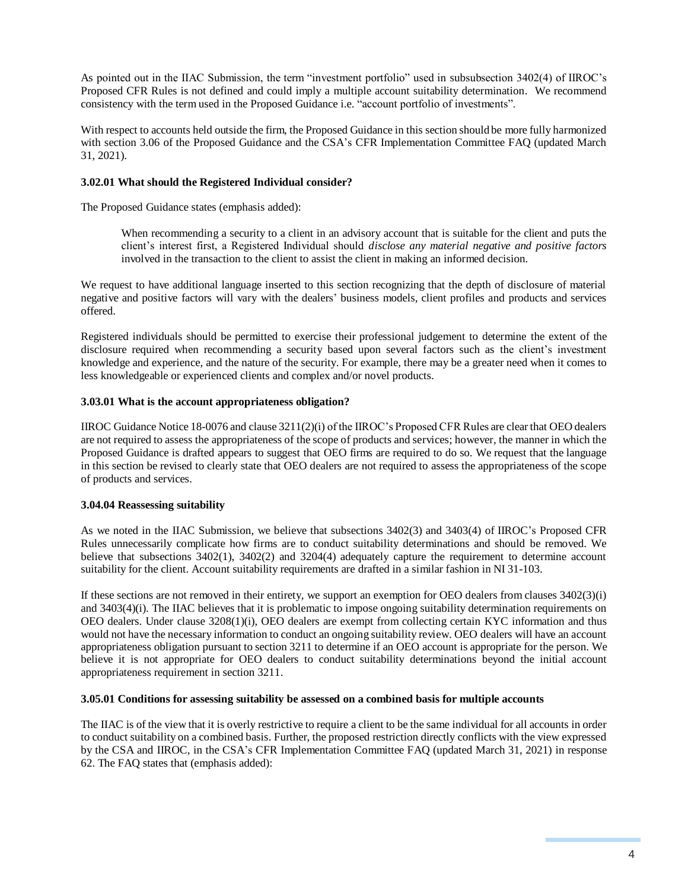As pointed out in the IIAC Submission, the term "investment portfolio" used in subsubsection 3402(4) of IIROC's Proposed CFR Rules is not defined and could imply a multiple account suitability determination. We recommend consistency with the term used in the Proposed Guidance i.e. "account portfolio of investments".

With respect to accounts held outside the firm, the Proposed Guidance in this section should be more fully harmonized with section 3.06 of the Proposed Guidance and the CSA's CFR Implementation Committee FAQ (updated March 31, 2021).

**3.02.01 What should the Registered Individual consider?**

The Proposed Guidance states (emphasis added):

> When recommending a security to a client in an advisory account that is suitable for the client and puts the client's interest first, a Registered Individual should *disclose any material negative and positive factors* involved in the transaction to the client to assist the client in making an informed decision.

We request to have additional language inserted to this section recognizing that the depth of disclosure of material negative and positive factors will vary with the dealers' business models, client profiles and products and services offered.

Registered individuals should be permitted to exercise their professional judgement to determine the extent of the disclosure required when recommending a security based upon several factors such as the client's investment knowledge and experience, and the nature of the security. For example, there may be a greater need when it comes to less knowledgeable or experienced clients and complex and/or novel products.

**3.03.01 What is the account appropriateness obligation?**

IIROC Guidance Notice 18-0076 and clause 3211(2)(i) of the IIROC's Proposed CFR Rules are clear that OEO dealers are not required to assess the appropriateness of the scope of products and services; however, the manner in which the Proposed Guidance is drafted appears to suggest that OEO firms are required to do so. We request that the language in this section be revised to clearly state that OEO dealers are not required to assess the appropriateness of the scope of products and services.

**3.04.04 Reassessing suitability**

As we noted in the IIAC Submission, we believe that subsections 3402(3) and 3403(4) of IIROC's Proposed CFR Rules unnecessarily complicate how firms are to conduct suitability determinations and should be removed. We believe that subsections 3402(1), 3402(2) and 3204(4) adequately capture the requirement to determine account suitability for the client. Account suitability requirements are drafted in a similar fashion in NI 31-103.

If these sections are not removed in their entirety, we support an exemption for OEO dealers from clauses 3402(3)(i) and 3403(4)(i). The IIAC believes that it is problematic to impose ongoing suitability determination requirements on OEO dealers. Under clause 3208(1)(i), OEO dealers are exempt from collecting certain KYC information and thus would not have the necessary information to conduct an ongoing suitability review. OEO dealers will have an account appropriateness obligation pursuant to section 3211 to determine if an OEO account is appropriate for the person. We believe it is not appropriate for OEO dealers to conduct suitability determinations beyond the initial account appropriateness requirement in section 3211.

**3.05.01 Conditions for assessing suitability be assessed on a combined basis for multiple accounts**

The IIAC is of the view that it is overly restrictive to require a client to be the same individual for all accounts in order to conduct suitability on a combined basis. Further, the proposed restriction directly conflicts with the view expressed by the CSA and IIROC, in the CSA's CFR Implementation Committee FAQ (updated March 31, 2021) in response 62. The FAQ states that (emphasis added):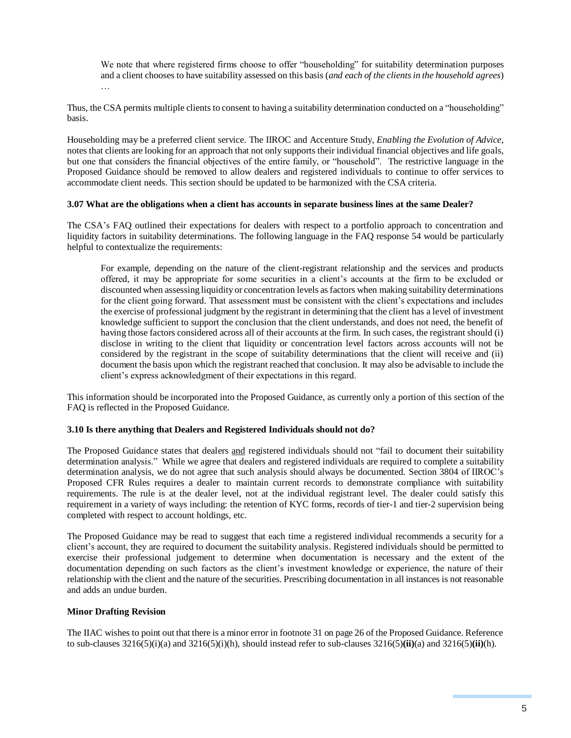> We note that where registered firms choose to offer "householding" for suitability determination purposes and a client chooses to have suitability assessed on this basis (*and each of the clients in the household agrees*) …

Thus, the CSA permits multiple clients to consent to having a suitability determination conducted on a "householding" basis.

Householding may be a preferred client service. The IIROC and Accenture Study, *Enabling the Evolution of Advice*, notes that clients are looking for an approach that not only supports their individual financial objectives and life goals, but one that considers the financial objectives of the entire family, or "household". The restrictive language in the Proposed Guidance should be removed to allow dealers and registered individuals to continue to offer services to accommodate client needs. This section should be updated to be harmonized with the CSA criteria.

**3.07 What are the obligations when a client has accounts in separate business lines at the same Dealer?**

The CSA's FAQ outlined their expectations for dealers with respect to a portfolio approach to concentration and liquidity factors in suitability determinations. The following language in the FAQ response 54 would be particularly helpful to contextualize the requirements:

> For example, depending on the nature of the client-registrant relationship and the services and products offered, it may be appropriate for some securities in a client's accounts at the firm to be excluded or discounted when assessing liquidity or concentration levels as factors when making suitability determinations for the client going forward. That assessment must be consistent with the client's expectations and includes the exercise of professional judgment by the registrant in determining that the client has a level of investment knowledge sufficient to support the conclusion that the client understands, and does not need, the benefit of having those factors considered across all of their accounts at the firm. In such cases, the registrant should (i) disclose in writing to the client that liquidity or concentration level factors across accounts will not be considered by the registrant in the scope of suitability determinations that the client will receive and (ii) document the basis upon which the registrant reached that conclusion. It may also be advisable to include the client's express acknowledgment of their expectations in this regard.

This information should be incorporated into the Proposed Guidance, as currently only a portion of this section of the FAQ is reflected in the Proposed Guidance.

**3.10 Is there anything that Dealers and Registered Individuals should not do?**

The Proposed Guidance states that dealers <u>and</u> registered individuals should not "fail to document their suitability determination analysis." While we agree that dealers and registered individuals are required to complete a suitability determination analysis, we do not agree that such analysis should always be documented. Section 3804 of IIROC's Proposed CFR Rules requires a dealer to maintain current records to demonstrate compliance with suitability requirements. The rule is at the dealer level, not at the individual registrant level. The dealer could satisfy this requirement in a variety of ways including: the retention of KYC forms, records of tier-1 and tier-2 supervision being completed with respect to account holdings, etc.

The Proposed Guidance may be read to suggest that each time a registered individual recommends a security for a client's account, they are required to document the suitability analysis. Registered individuals should be permitted to exercise their professional judgement to determine when documentation is necessary and the extent of the documentation depending on such factors as the client's investment knowledge or experience, the nature of their relationship with the client and the nature of the securities. Prescribing documentation in all instances is not reasonable and adds an undue burden.

**Minor Drafting Revision**

The IIAC wishes to point out that there is a minor error in footnote 31 on page 26 of the Proposed Guidance. Reference to sub-clauses 3216(5)(i)(a) and 3216(5)(i)(h), should instead refer to sub-clauses 3216(5)**(ii)**(a) and 3216(5)**(ii)**(h).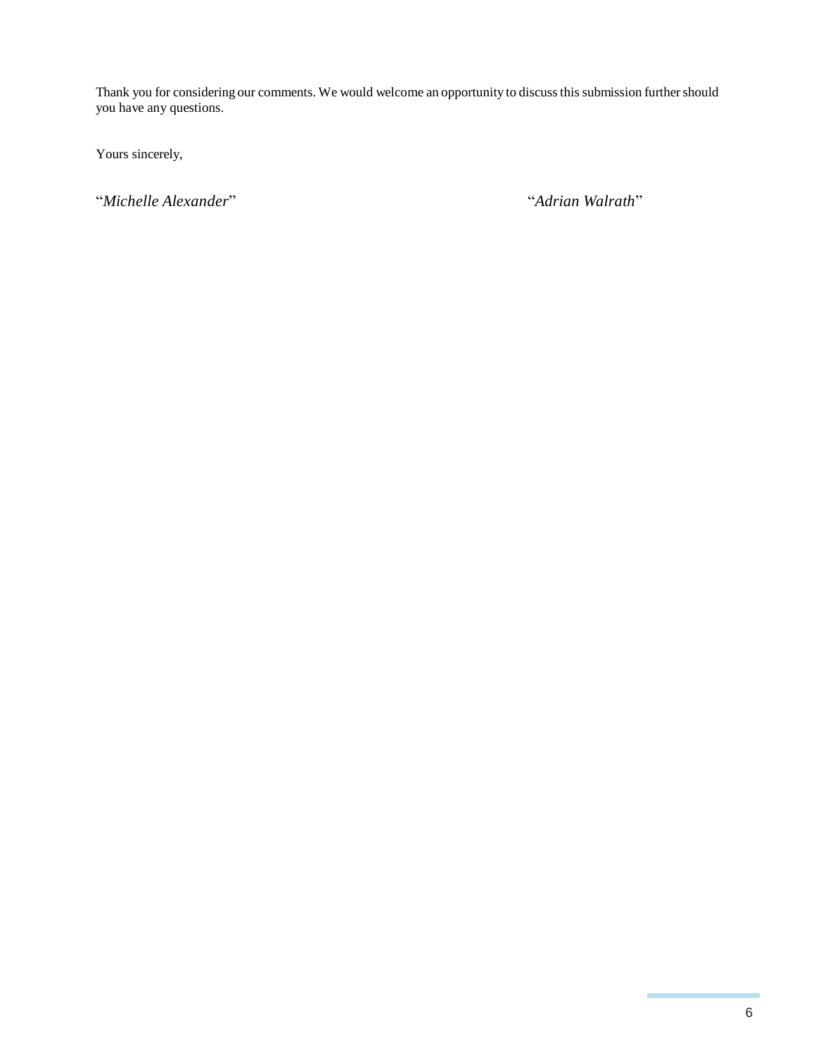Thank you for considering our comments. We would welcome an opportunity to discuss this submission further should you have any questions.

Yours sincerely,

"*Michelle Alexander*" "*Adrian Walrath*"